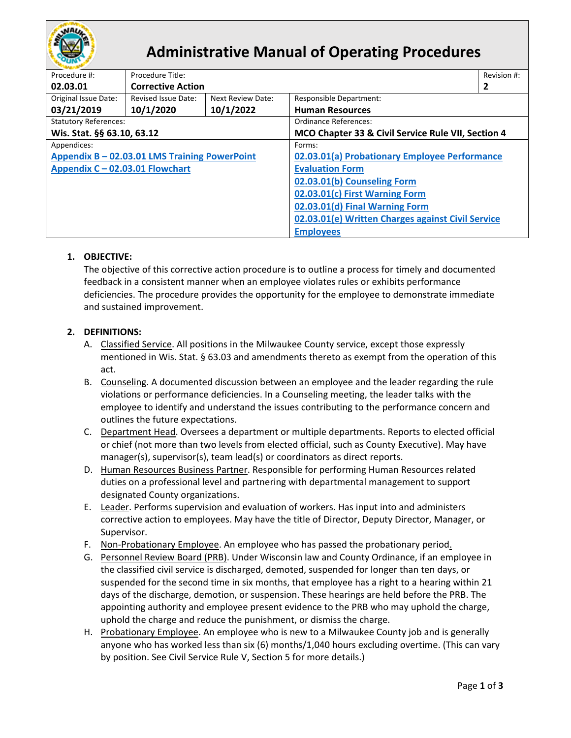# Administrative Manual of Operating Procedures

| Procedure #: | Procedure Title: | | | Revision #: |
|---|---|---|---|---|
| **02.03.01** | **Corrective Action** | | | **2** |
| Original Issue Date: **03/21/2019** | Revised Issue Date: **10/1/2020** | Next Review Date: **10/1/2022** | Responsible Department: **Human Resources** | |
| Statutory References: **Wis. Stat. §§ 63.10, 63.12** | | | Ordinance References: **MCO Chapter 33 & Civil Service Rule VII, Section 4** | |
| Appendices: **Appendix B – 02.03.01 LMS Training PowerPoint** **Appendix C – 02.03.01 Flowchart** | | | Forms: **02.03.01(a) Probationary Employee Performance Evaluation Form** **02.03.01(b) Counseling Form** **02.03.01(c) First Warning Form** **02.03.01(d) Final Warning Form** **02.03.01(e) Written Charges against Civil Service Employees** | |

1. **OBJECTIVE:**
   The objective of this corrective action procedure is to outline a process for timely and documented feedback in a consistent manner when an employee violates rules or exhibits performance deficiencies. The procedure provides the opportunity for the employee to demonstrate immediate and sustained improvement.

2. **DEFINITIONS:**
   A. Classified Service. All positions in the Milwaukee County service, except those expressly mentioned in Wis. Stat. § 63.03 and amendments thereto as exempt from the operation of this act.
   B. Counseling. A documented discussion between an employee and the leader regarding the rule violations or performance deficiencies. In a Counseling meeting, the leader talks with the employee to identify and understand the issues contributing to the performance concern and outlines the future expectations.
   C. Department Head. Oversees a department or multiple departments. Reports to elected official or chief (not more than two levels from elected official, such as County Executive). May have manager(s), supervisor(s), team lead(s) or coordinators as direct reports.
   D. Human Resources Business Partner. Responsible for performing Human Resources related duties on a professional level and partnering with departmental management to support designated County organizations.
   E. Leader. Performs supervision and evaluation of workers. Has input into and administers corrective action to employees. May have the title of Director, Deputy Director, Manager, or Supervisor.
   F. Non-Probationary Employee. An employee who has passed the probationary period.
   G. Personnel Review Board (PRB). Under Wisconsin law and County Ordinance, if an employee in the classified civil service is discharged, demoted, suspended for longer than ten days, or suspended for the second time in six months, that employee has a right to a hearing within 21 days of the discharge, demotion, or suspension. These hearings are held before the PRB. The appointing authority and employee present evidence to the PRB who may uphold the charge, uphold the charge and reduce the punishment, or dismiss the charge.
   H. Probationary Employee. An employee who is new to a Milwaukee County job and is generally anyone who has worked less than six (6) months/1,040 hours excluding overtime. (This can vary by position. See Civil Service Rule V, Section 5 for more details.)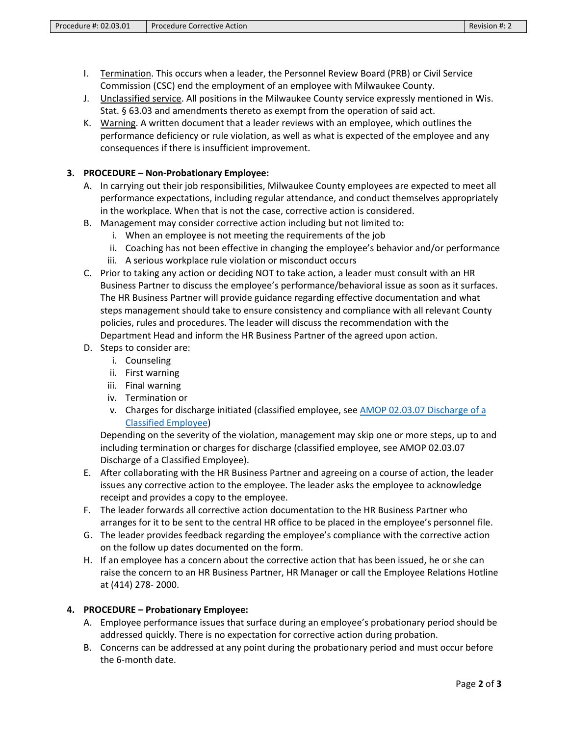I. Termination. This occurs when a leader, the Personnel Review Board (PRB) or Civil Service Commission (CSC) end the employment of an employee with Milwaukee County.

J. Unclassified service. All positions in the Milwaukee County service expressly mentioned in Wis. Stat. § 63.03 and amendments thereto as exempt from the operation of said act.

K. Warning. A written document that a leader reviews with an employee, which outlines the performance deficiency or rule violation, as well as what is expected of the employee and any consequences if there is insufficient improvement.

**3. PROCEDURE – Non-Probationary Employee:**

A. In carrying out their job responsibilities, Milwaukee County employees are expected to meet all performance expectations, including regular attendance, and conduct themselves appropriately in the workplace. When that is not the case, corrective action is considered.

B. Management may consider corrective action including but not limited to:
   - i. When an employee is not meeting the requirements of the job
   - ii. Coaching has not been effective in changing the employee's behavior and/or performance
   - iii. A serious workplace rule violation or misconduct occurs

C. Prior to taking any action or deciding NOT to take action, a leader must consult with an HR Business Partner to discuss the employee's performance/behavioral issue as soon as it surfaces. The HR Business Partner will provide guidance regarding effective documentation and what steps management should take to ensure consistency and compliance with all relevant County policies, rules and procedures. The leader will discuss the recommendation with the Department Head and inform the HR Business Partner of the agreed upon action.

D. Steps to consider are:
   - i. Counseling
   - ii. First warning
   - iii. Final warning
   - iv. Termination or
   - v. Charges for discharge initiated (classified employee, see AMOP 02.03.07 Discharge of a Classified Employee)

   Depending on the severity of the violation, management may skip one or more steps, up to and including termination or charges for discharge (classified employee, see AMOP 02.03.07 Discharge of a Classified Employee).

E. After collaborating with the HR Business Partner and agreeing on a course of action, the leader issues any corrective action to the employee. The leader asks the employee to acknowledge receipt and provides a copy to the employee.

F. The leader forwards all corrective action documentation to the HR Business Partner who arranges for it to be sent to the central HR office to be placed in the employee's personnel file.

G. The leader provides feedback regarding the employee's compliance with the corrective action on the follow up dates documented on the form.

H. If an employee has a concern about the corrective action that has been issued, he or she can raise the concern to an HR Business Partner, HR Manager or call the Employee Relations Hotline at (414) 278- 2000.

**4. PROCEDURE – Probationary Employee:**

A. Employee performance issues that surface during an employee's probationary period should be addressed quickly. There is no expectation for corrective action during probation.

B. Concerns can be addressed at any point during the probationary period and must occur before the 6-month date.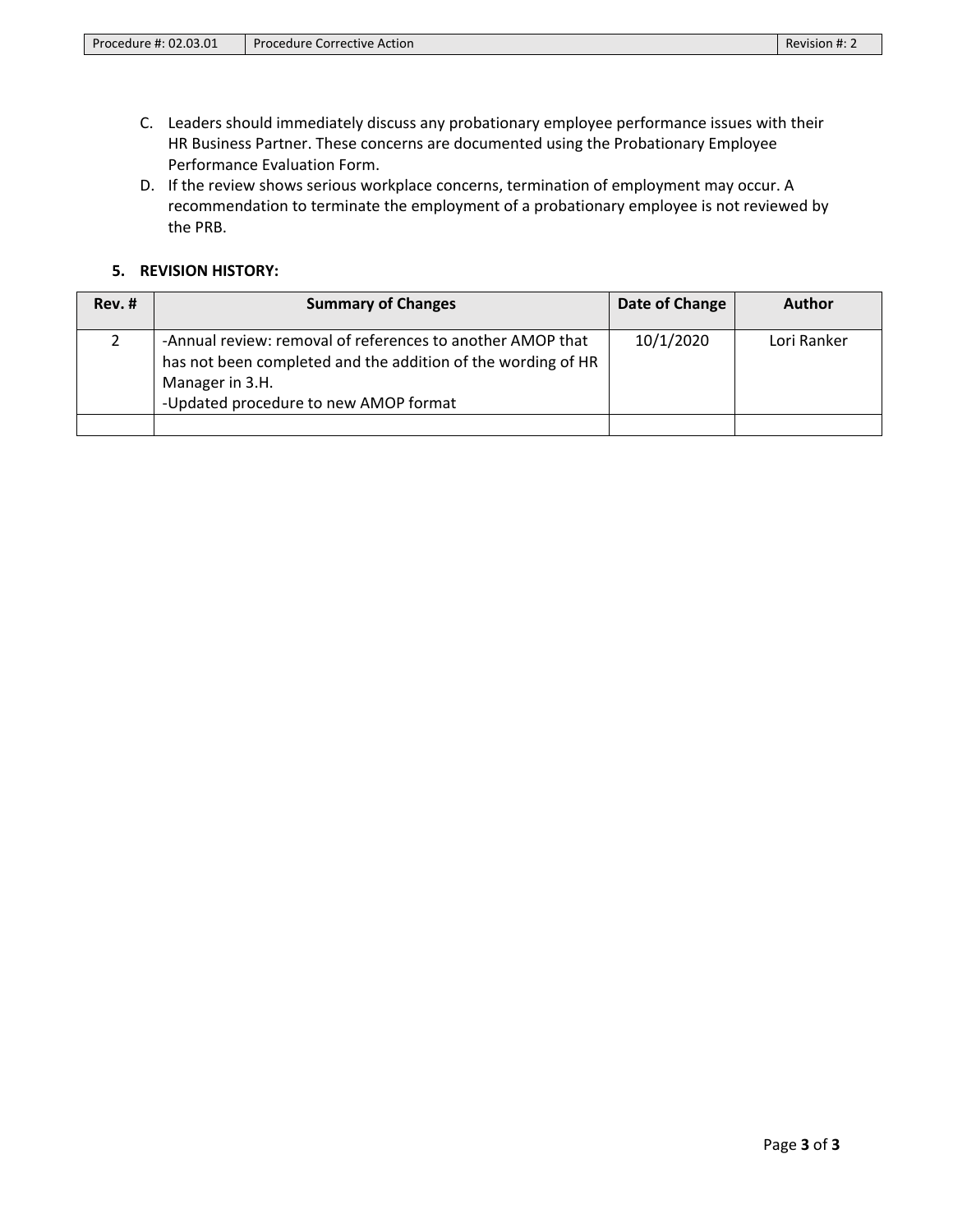C. Leaders should immediately discuss any probationary employee performance issues with their HR Business Partner. These concerns are documented using the Probationary Employee Performance Evaluation Form.
D. If the review shows serious workplace concerns, termination of employment may occur. A recommendation to terminate the employment of a probationary employee is not reviewed by the PRB.

**5. REVISION HISTORY:**

| Rev. # | Summary of Changes | Date of Change | Author |
|---|---|---|---|
| 2 | -Annual review: removal of references to another AMOP that has not been completed and the addition of the wording of HR Manager in 3.H.<br>-Updated procedure to new AMOP format | 10/1/2020 | Lori Ranker |
| | | | |